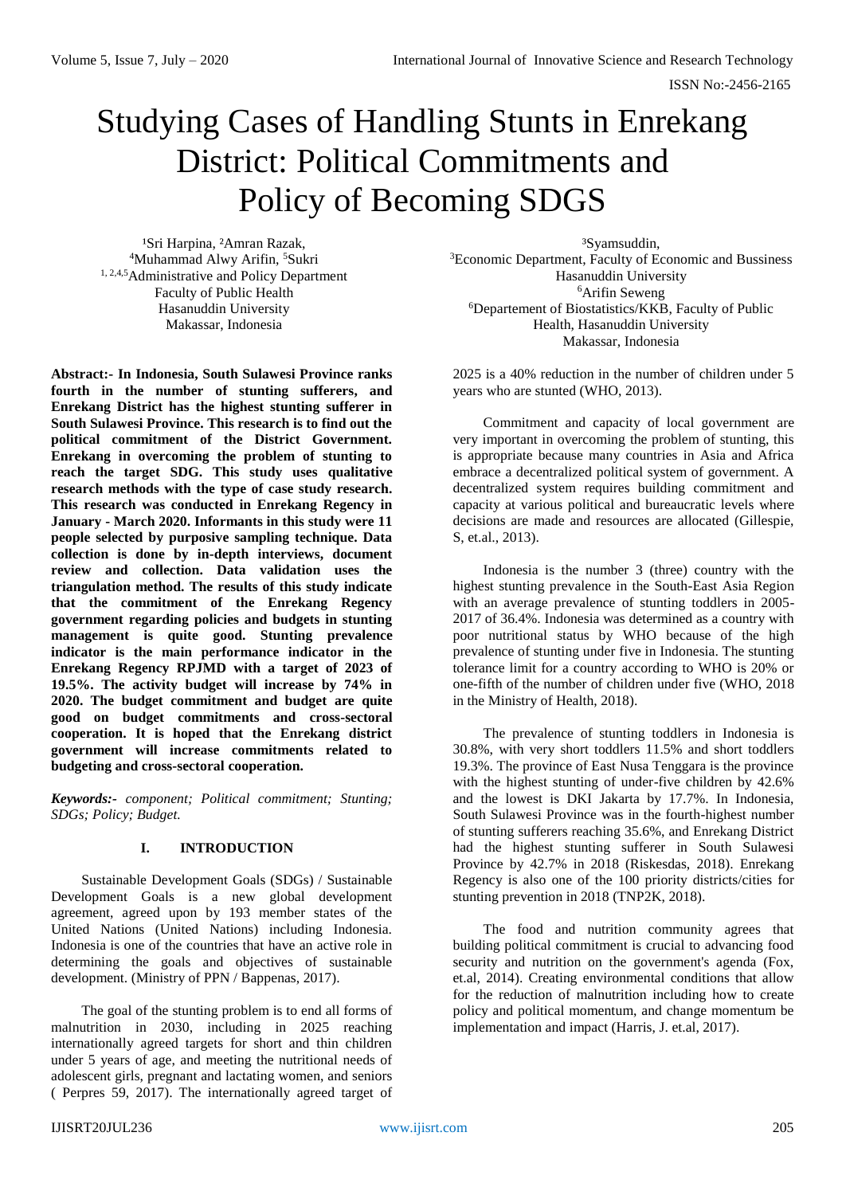# Studying Cases of Handling Stunts in Enrekang District: Political Commitments and Policy of Becoming SDGS

[1]Sri Harpina, [2]Amran Razak, [4]Muhammad Alwy Arifin, [5]Sukri
[1, 2,4,5]Administrative and Policy Department
Faculty of Public Health
Hasanuddin University
Makassar, Indonesia

[3]Syamsuddin,
[3]Economic Department, Faculty of Economic and Bussiness
Hasanuddin University
[6]Arifin Seweng
[6]Departement of Biostatistics/KKB, Faculty of Public Health, Hasanuddin University
Makassar, Indonesia

**Abstract:- In Indonesia, South Sulawesi Province ranks fourth in the number of stunting sufferers, and Enrekang District has the highest stunting sufferer in South Sulawesi Province. This research is to find out the political commitment of the District Government. Enrekang in overcoming the problem of stunting to reach the target SDG. This study uses qualitative research methods with the type of case study research. This research was conducted in Enrekang Regency in January - March 2020. Informants in this study were 11 people selected by purposive sampling technique. Data collection is done by in-depth interviews, document review and collection. Data validation uses the triangulation method. The results of this study indicate that the commitment of the Enrekang Regency government regarding policies and budgets in stunting management is quite good. Stunting prevalence indicator is the main performance indicator in the Enrekang Regency RPJMD with a target of 2023 of 19.5%. The activity budget will increase by 74% in 2020. The budget commitment and budget are quite good on budget commitments and cross-sectoral cooperation. It is hoped that the Enrekang district government will increase commitments related to budgeting and cross-sectoral cooperation.**

***Keywords:-*** *component; Political commitment; Stunting; SDGs; Policy; Budget.*

## I. INTRODUCTION

Sustainable Development Goals (SDGs) / Sustainable Development Goals is a new global development agreement, agreed upon by 193 member states of the United Nations (United Nations) including Indonesia. Indonesia is one of the countries that have an active role in determining the goals and objectives of sustainable development. (Ministry of PPN / Bappenas, 2017).

The goal of the stunting problem is to end all forms of malnutrition in 2030, including in 2025 reaching internationally agreed targets for short and thin children under 5 years of age, and meeting the nutritional needs of adolescent girls, pregnant and lactating women, and seniors ( Perpres 59, 2017). The internationally agreed target of 2025 is a 40% reduction in the number of children under 5 years who are stunted (WHO, 2013).

Commitment and capacity of local government are very important in overcoming the problem of stunting, this is appropriate because many countries in Asia and Africa embrace a decentralized political system of government. A decentralized system requires building commitment and capacity at various political and bureaucratic levels where decisions are made and resources are allocated (Gillespie, S, et.al., 2013).

Indonesia is the number 3 (three) country with the highest stunting prevalence in the South-East Asia Region with an average prevalence of stunting toddlers in 2005-2017 of 36.4%. Indonesia was determined as a country with poor nutritional status by WHO because of the high prevalence of stunting under five in Indonesia. The stunting tolerance limit for a country according to WHO is 20% or one-fifth of the number of children under five (WHO, 2018 in the Ministry of Health, 2018).

The prevalence of stunting toddlers in Indonesia is 30.8%, with very short toddlers 11.5% and short toddlers 19.3%. The province of East Nusa Tenggara is the province with the highest stunting of under-five children by 42.6% and the lowest is DKI Jakarta by 17.7%. In Indonesia, South Sulawesi Province was in the fourth-highest number of stunting sufferers reaching 35.6%, and Enrekang District had the highest stunting sufferer in South Sulawesi Province by 42.7% in 2018 (Riskesdas, 2018). Enrekang Regency is also one of the 100 priority districts/cities for stunting prevention in 2018 (TNP2K, 2018).

The food and nutrition community agrees that building political commitment is crucial to advancing food security and nutrition on the government's agenda (Fox, et.al, 2014). Creating environmental conditions that allow for the reduction of malnutrition including how to create policy and political momentum, and change momentum be implementation and impact (Harris, J. et.al, 2017).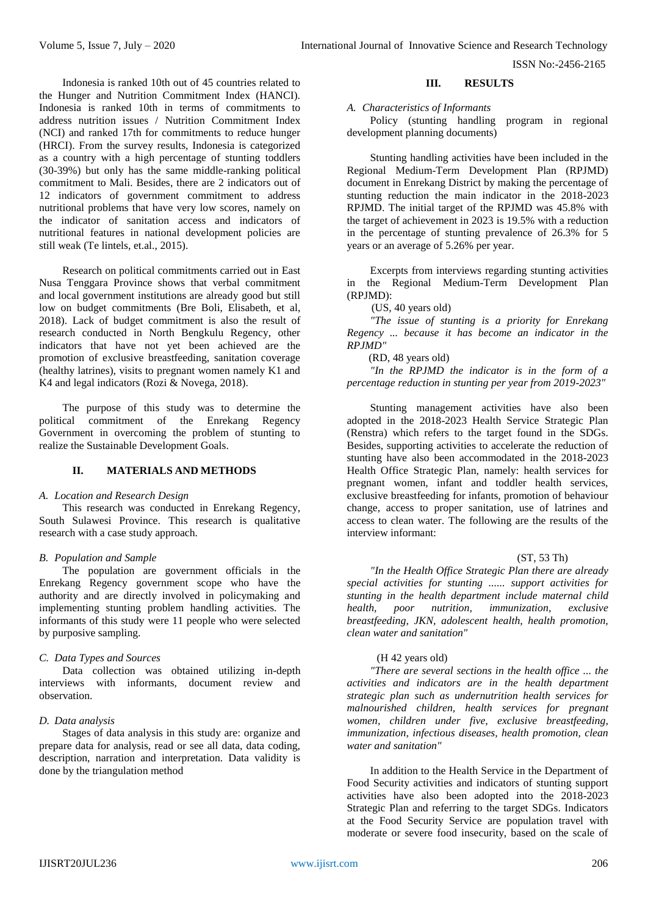Indonesia is ranked 10th out of 45 countries related to the Hunger and Nutrition Commitment Index (HANCI). Indonesia is ranked 10th in terms of commitments to address nutrition issues / Nutrition Commitment Index (NCI) and ranked 17th for commitments to reduce hunger (HRCI). From the survey results, Indonesia is categorized as a country with a high percentage of stunting toddlers (30-39%) but only has the same middle-ranking political commitment to Mali. Besides, there are 2 indicators out of 12 indicators of government commitment to address nutritional problems that have very low scores, namely on the indicator of sanitation access and indicators of nutritional features in national development policies are still weak (Te lintels, et.al., 2015).

Research on political commitments carried out in East Nusa Tenggara Province shows that verbal commitment and local government institutions are already good but still low on budget commitments (Bre Boli, Elisabeth, et al, 2018). Lack of budget commitment is also the result of research conducted in North Bengkulu Regency, other indicators that have not yet been achieved are the promotion of exclusive breastfeeding, sanitation coverage (healthy latrines), visits to pregnant women namely K1 and K4 and legal indicators (Rozi & Novega, 2018).

The purpose of this study was to determine the political commitment of the Enrekang Regency Government in overcoming the problem of stunting to realize the Sustainable Development Goals.

## II. MATERIALS AND METHODS

### *A. Location and Research Design*

This research was conducted in Enrekang Regency, South Sulawesi Province. This research is qualitative research with a case study approach.

### *B. Population and Sample*

The population are government officials in the Enrekang Regency government scope who have the authority and are directly involved in policymaking and implementing stunting problem handling activities. The informants of this study were 11 people who were selected by purposive sampling.

### *C. Data Types and Sources*

Data collection was obtained utilizing in-depth interviews with informants, document review and observation.

### *D. Data analysis*

Stages of data analysis in this study are: organize and prepare data for analysis, read or see all data, data coding, description, narration and interpretation. Data validity is done by the triangulation method

## III. RESULTS

### *A. Characteristics of Informants*

Policy (stunting handling program in regional development planning documents)

Stunting handling activities have been included in the Regional Medium-Term Development Plan (RPJMD) document in Enrekang District by making the percentage of stunting reduction the main indicator in the 2018-2023 RPJMD. The initial target of the RPJMD was 45.8% with the target of achievement in 2023 is 19.5% with a reduction in the percentage of stunting prevalence of 26.3% for 5 years or an average of 5.26% per year.

Excerpts from interviews regarding stunting activities in the Regional Medium-Term Development Plan (RPJMD):

(US, 40 years old)

*"The issue of stunting is a priority for Enrekang Regency ... because it has become an indicator in the RPJMD"*

(RD, 48 years old)

*"In the RPJMD the indicator is in the form of a percentage reduction in stunting per year from 2019-2023"*

Stunting management activities have also been adopted in the 2018-2023 Health Service Strategic Plan (Renstra) which refers to the target found in the SDGs. Besides, supporting activities to accelerate the reduction of stunting have also been accommodated in the 2018-2023 Health Office Strategic Plan, namely: health services for pregnant women, infant and toddler health services, exclusive breastfeeding for infants, promotion of behaviour change, access to proper sanitation, use of latrines and access to clean water. The following are the results of the interview informant:

(ST, 53 Th)

*"In the Health Office Strategic Plan there are already special activities for stunting ...... support activities for stunting in the health department include maternal child health, poor nutrition, immunization, exclusive breastfeeding, JKN, adolescent health, health promotion, clean water and sanitation"*

(H 42 years old)

*"There are several sections in the health office ... the activities and indicators are in the health department strategic plan such as undernutrition health services for malnourished children, health services for pregnant women, children under five, exclusive breastfeeding, immunization, infectious diseases, health promotion, clean water and sanitation"*

In addition to the Health Service in the Department of Food Security activities and indicators of stunting support activities have also been adopted into the 2018-2023 Strategic Plan and referring to the target SDGs. Indicators at the Food Security Service are population travel with moderate or severe food insecurity, based on the scale of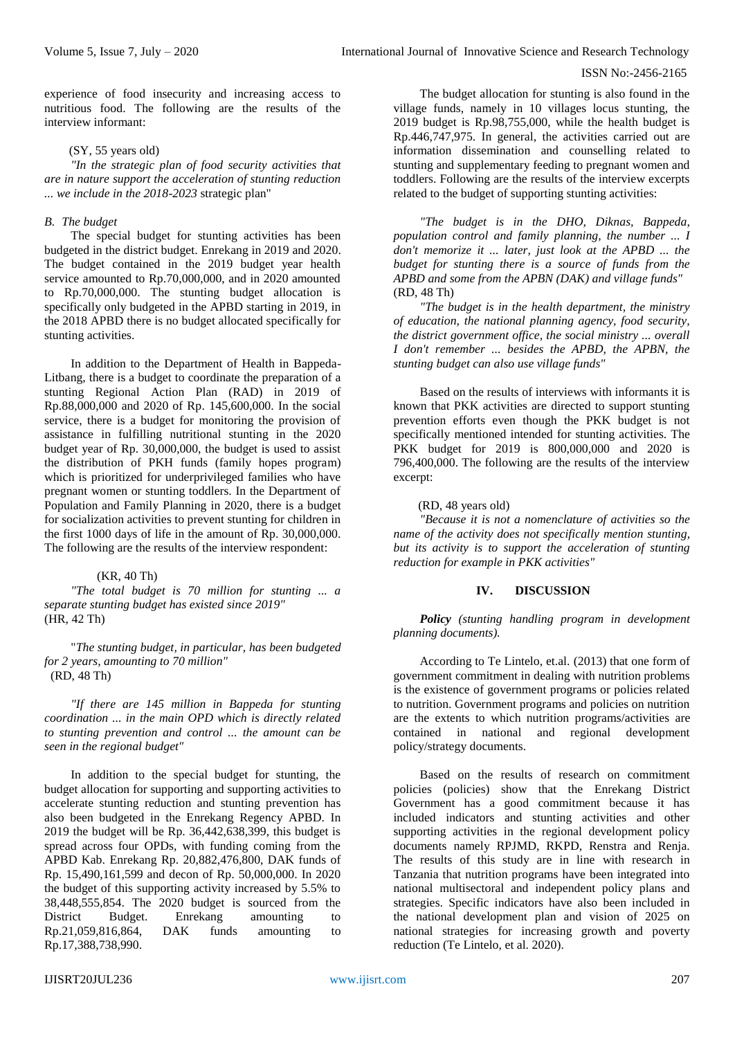experience of food insecurity and increasing access to nutritious food. The following are the results of the interview informant:

(SY, 55 years old)

*"In the strategic plan of food security activities that are in nature support the acceleration of stunting reduction ... we include in the 2018-2023* strategic plan"

### *B. The budget*

The special budget for stunting activities has been budgeted in the district budget. Enrekang in 2019 and 2020. The budget contained in the 2019 budget year health service amounted to Rp.70,000,000, and in 2020 amounted to Rp.70,000,000. The stunting budget allocation is specifically only budgeted in the APBD starting in 2019, in the 2018 APBD there is no budget allocated specifically for stunting activities.

In addition to the Department of Health in Bappeda-Litbang, there is a budget to coordinate the preparation of a stunting Regional Action Plan (RAD) in 2019 of Rp.88,000,000 and 2020 of Rp. 145,600,000. In the social service, there is a budget for monitoring the provision of assistance in fulfilling nutritional stunting in the 2020 budget year of Rp. 30,000,000, the budget is used to assist the distribution of PKH funds (family hopes program) which is prioritized for underprivileged families who have pregnant women or stunting toddlers. In the Department of Population and Family Planning in 2020, there is a budget for socialization activities to prevent stunting for children in the first 1000 days of life in the amount of Rp. 30,000,000. The following are the results of the interview respondent:

(KR, 40 Th)

*"The total budget is 70 million for stunting ... a separate stunting budget has existed since 2019"*
(HR, 42 Th)

"*The stunting budget, in particular, has been budgeted for 2 years, amounting to 70 million"*
(RD, 48 Th)

*"If there are 145 million in Bappeda for stunting coordination ... in the main OPD which is directly related to stunting prevention and control ... the amount can be seen in the regional budget"*

In addition to the special budget for stunting, the budget allocation for supporting and supporting activities to accelerate stunting reduction and stunting prevention has also been budgeted in the Enrekang Regency APBD. In 2019 the budget will be Rp. 36,442,638,399, this budget is spread across four OPDs, with funding coming from the APBD Kab. Enrekang Rp. 20,882,476,800, DAK funds of Rp. 15,490,161,599 and decon of Rp. 50,000,000. In 2020 the budget of this supporting activity increased by 5.5% to 38,448,555,854. The 2020 budget is sourced from the District Budget. Enrekang amounting to Rp.21,059,816,864, DAK funds amounting to Rp.17,388,738,990.

The budget allocation for stunting is also found in the village funds, namely in 10 villages locus stunting, the 2019 budget is Rp.98,755,000, while the health budget is Rp.446,747,975. In general, the activities carried out are information dissemination and counselling related to stunting and supplementary feeding to pregnant women and toddlers. Following are the results of the interview excerpts related to the budget of supporting stunting activities:

*"The budget is in the DHO, Diknas, Bappeda, population control and family planning, the number ... I don't memorize it ... later, just look at the APBD ... the budget for stunting there is a source of funds from the APBD and some from the APBN (DAK) and village funds"* (RD, 48 Th)

*"The budget is in the health department, the ministry of education, the national planning agency, food security, the district government office, the social ministry ... overall I don't remember ... besides the APBD, the APBN, the stunting budget can also use village funds"*

Based on the results of interviews with informants it is known that PKK activities are directed to support stunting prevention efforts even though the PKK budget is not specifically mentioned intended for stunting activities. The PKK budget for 2019 is 800,000,000 and 2020 is 796,400,000. The following are the results of the interview excerpt:

(RD, 48 years old)

*"Because it is not a nomenclature of activities so the name of the activity does not specifically mention stunting, but its activity is to support the acceleration of stunting reduction for example in PKK activities"*

## IV. DISCUSSION

***Policy*** *(stunting handling program in development planning documents).*

According to Te Lintelo, et.al. (2013) that one form of government commitment in dealing with nutrition problems is the existence of government programs or policies related to nutrition. Government programs and policies on nutrition are the extents to which nutrition programs/activities are contained in national and regional development policy/strategy documents.

Based on the results of research on commitment policies (policies) show that the Enrekang District Government has a good commitment because it has included indicators and stunting activities and other supporting activities in the regional development policy documents namely RPJMD, RKPD, Renstra and Renja. The results of this study are in line with research in Tanzania that nutrition programs have been integrated into national multisectoral and independent policy plans and strategies. Specific indicators have also been included in the national development plan and vision of 2025 on national strategies for increasing growth and poverty reduction (Te Lintelo, et al. 2020).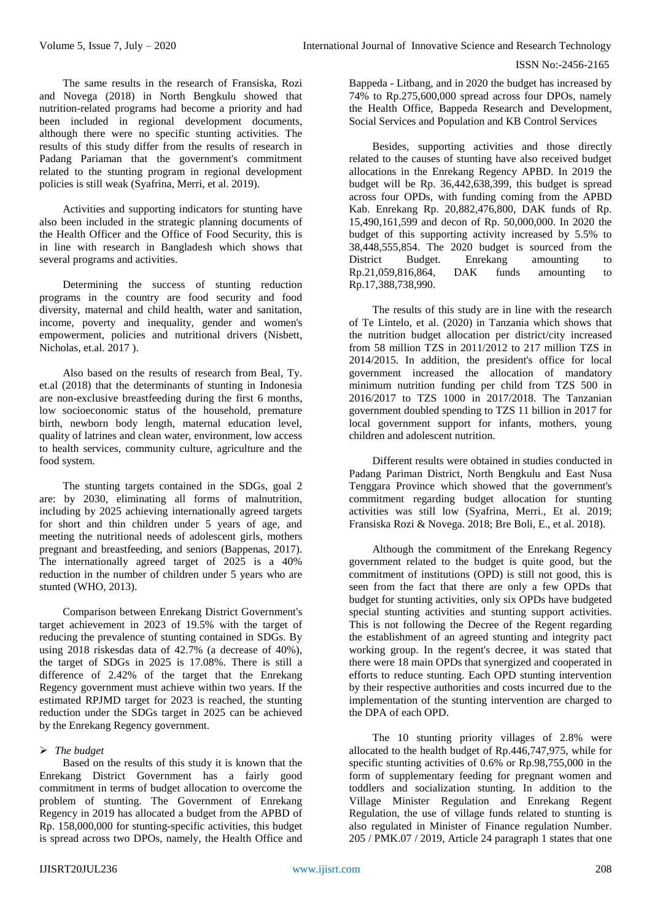The same results in the research of Fransiska, Rozi and Novega (2018) in North Bengkulu showed that nutrition-related programs had become a priority and had been included in regional development documents, although there were no specific stunting activities. The results of this study differ from the results of research in Padang Pariaman that the government's commitment related to the stunting program in regional development policies is still weak (Syafrina, Merri, et al. 2019).

Activities and supporting indicators for stunting have also been included in the strategic planning documents of the Health Officer and the Office of Food Security, this is in line with research in Bangladesh which shows that several programs and activities.

Determining the success of stunting reduction programs in the country are food security and food diversity, maternal and child health, water and sanitation, income, poverty and inequality, gender and women's empowerment, policies and nutritional drivers (Nisbett, Nicholas, et.al. 2017 ).

Also based on the results of research from Beal, Ty. et.al (2018) that the determinants of stunting in Indonesia are non-exclusive breastfeeding during the first 6 months, low socioeconomic status of the household, premature birth, newborn body length, maternal education level, quality of latrines and clean water, environment, low access to health services, community culture, agriculture and the food system.

The stunting targets contained in the SDGs, goal 2 are: by 2030, eliminating all forms of malnutrition, including by 2025 achieving internationally agreed targets for short and thin children under 5 years of age, and meeting the nutritional needs of adolescent girls, mothers pregnant and breastfeeding, and seniors (Bappenas, 2017). The internationally agreed target of 2025 is a 40% reduction in the number of children under 5 years who are stunted (WHO, 2013).

Comparison between Enrekang District Government's target achievement in 2023 of 19.5% with the target of reducing the prevalence of stunting contained in SDGs. By using 2018 riskesdas data of 42.7% (a decrease of 40%), the target of SDGs in 2025 is 17.08%. There is still a difference of 2.42% of the target that the Enrekang Regency government must achieve within two years. If the estimated RPJMD target for 2023 is reached, the stunting reduction under the SDGs target in 2025 can be achieved by the Enrekang Regency government.

- *The budget*

Based on the results of this study it is known that the Enrekang District Government has a fairly good commitment in terms of budget allocation to overcome the problem of stunting. The Government of Enrekang Regency in 2019 has allocated a budget from the APBD of Rp. 158,000,000 for stunting-specific activities, this budget is spread across two DPOs, namely, the Health Office and Bappeda - Litbang, and in 2020 the budget has increased by 74% to Rp.275,600,000 spread across four DPOs, namely the Health Office, Bappeda Research and Development, Social Services and Population and KB Control Services

Besides, supporting activities and those directly related to the causes of stunting have also received budget allocations in the Enrekang Regency APBD. In 2019 the budget will be Rp. 36,442,638,399, this budget is spread across four OPDs, with funding coming from the APBD Kab. Enrekang Rp. 20,882,476,800, DAK funds of Rp. 15,490,161,599 and decon of Rp. 50,000,000. In 2020 the budget of this supporting activity increased by 5.5% to 38,448,555,854. The 2020 budget is sourced from the District Budget. Enrekang amounting to Rp.21,059,816,864, DAK funds amounting to Rp.17,388,738,990.

The results of this study are in line with the research of Te Lintelo, et al. (2020) in Tanzania which shows that the nutrition budget allocation per district/city increased from 58 million TZS in 2011/2012 to 217 million TZS in 2014/2015. In addition, the president's office for local government increased the allocation of mandatory minimum nutrition funding per child from TZS 500 in 2016/2017 to TZS 1000 in 2017/2018. The Tanzanian government doubled spending to TZS 11 billion in 2017 for local government support for infants, mothers, young children and adolescent nutrition.

Different results were obtained in studies conducted in Padang Pariman District, North Bengkulu and East Nusa Tenggara Province which showed that the government's commitment regarding budget allocation for stunting activities was still low (Syafrina, Merri., Et al. 2019; Fransiska Rozi & Novega. 2018; Bre Boli, E., et al. 2018).

Although the commitment of the Enrekang Regency government related to the budget is quite good, but the commitment of institutions (OPD) is still not good, this is seen from the fact that there are only a few OPDs that budget for stunting activities, only six OPDs have budgeted special stunting activities and stunting support activities. This is not following the Decree of the Regent regarding the establishment of an agreed stunting and integrity pact working group. In the regent's decree, it was stated that there were 18 main OPDs that synergized and cooperated in efforts to reduce stunting. Each OPD stunting intervention by their respective authorities and costs incurred due to the implementation of the stunting intervention are charged to the DPA of each OPD.

The 10 stunting priority villages of 2.8% were allocated to the health budget of Rp.446,747,975, while for specific stunting activities of 0.6% or Rp.98,755,000 in the form of supplementary feeding for pregnant women and toddlers and socialization stunting. In addition to the Village Minister Regulation and Enrekang Regent Regulation, the use of village funds related to stunting is also regulated in Minister of Finance regulation Number. 205 / PMK.07 / 2019, Article 24 paragraph 1 states that one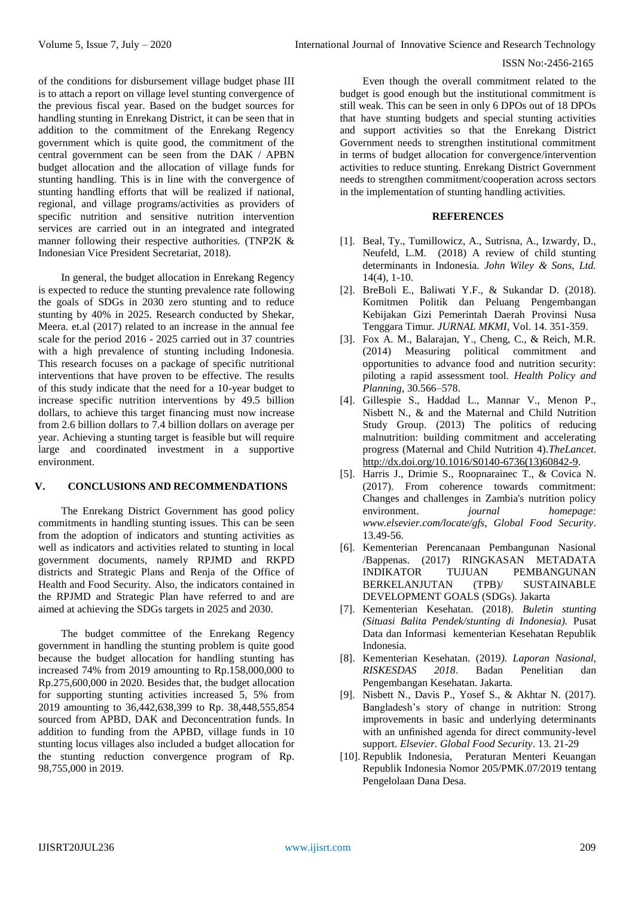of the conditions for disbursement village budget phase III is to attach a report on village level stunting convergence of the previous fiscal year. Based on the budget sources for handling stunting in Enrekang District, it can be seen that in addition to the commitment of the Enrekang Regency government which is quite good, the commitment of the central government can be seen from the DAK / APBN budget allocation and the allocation of village funds for stunting handling. This is in line with the convergence of stunting handling efforts that will be realized if national, regional, and village programs/activities as providers of specific nutrition and sensitive nutrition intervention services are carried out in an integrated and integrated manner following their respective authorities. (TNP2K & Indonesian Vice President Secretariat, 2018).

In general, the budget allocation in Enrekang Regency is expected to reduce the stunting prevalence rate following the goals of SDGs in 2030 zero stunting and to reduce stunting by 40% in 2025. Research conducted by Shekar, Meera. et.al (2017) related to an increase in the annual fee scale for the period 2016 - 2025 carried out in 37 countries with a high prevalence of stunting including Indonesia. This research focuses on a package of specific nutritional interventions that have proven to be effective. The results of this study indicate that the need for a 10-year budget to increase specific nutrition interventions by 49.5 billion dollars, to achieve this target financing must now increase from 2.6 billion dollars to 7.4 billion dollars on average per year. Achieving a stunting target is feasible but will require large and coordinated investment in a supportive environment.

## V. CONCLUSIONS AND RECOMMENDATIONS

The Enrekang District Government has good policy commitments in handling stunting issues. This can be seen from the adoption of indicators and stunting activities as well as indicators and activities related to stunting in local government documents, namely RPJMD and RKPD districts and Strategic Plans and Renja of the Office of Health and Food Security. Also, the indicators contained in the RPJMD and Strategic Plan have referred to and are aimed at achieving the SDGs targets in 2025 and 2030.

The budget committee of the Enrekang Regency government in handling the stunting problem is quite good because the budget allocation for handling stunting has increased 74% from 2019 amounting to Rp.158,000,000 to Rp.275,600,000 in 2020. Besides that, the budget allocation for supporting stunting activities increased 5, 5% from 2019 amounting to 36,442,638,399 to Rp. 38,448,555,854 sourced from APBD, DAK and Deconcentration funds. In addition to funding from the APBD, village funds in 10 stunting locus villages also included a budget allocation for the stunting reduction convergence program of Rp. 98,755,000 in 2019.

Even though the overall commitment related to the budget is good enough but the institutional commitment is still weak. This can be seen in only 6 DPOs out of 18 DPOs that have stunting budgets and special stunting activities and support activities so that the Enrekang District Government needs to strengthen institutional commitment in terms of budget allocation for convergence/intervention activities to reduce stunting. Enrekang District Government needs to strengthen commitment/cooperation across sectors in the implementation of stunting handling activities.

## REFERENCES

[1]. Beal, Ty., Tumillowicz, A., Sutrisna, A., Izwardy, D., Neufeld, L.M. (2018) A review of child stunting determinants in Indonesia. *John Wiley & Sons, Ltd.* 14(4), 1-10.

[2]. BreBoli E., Baliwati Y.F., & Sukandar D. (2018). Komitmen Politik dan Peluang Pengembangan Kebijakan Gizi Pemerintah Daerah Provinsi Nusa Tenggara Timur. *JURNAL MKMI*, Vol. 14. 351-359.

[3]. Fox A. M., Balarajan, Y., Cheng, C., & Reich, M.R. (2014) Measuring political commitment and opportunities to advance food and nutrition security: piloting a rapid assessment tool. *Health Policy and Planning*, 30.566–578.

[4]. Gillespie S., Haddad L., Mannar V., Menon P., Nisbett N., & and the Maternal and Child Nutrition Study Group. (2013) The politics of reducing malnutrition: building commitment and accelerating progress (Maternal and Child Nutrition 4).*TheLancet.* http://dx.doi.org/10.1016/S0140-6736(13)60842-9.

[5]. Harris J., Drimie S., Roopnarainec T., & Covica N. (2017). From coherence towards commitment: Changes and challenges in Zambia's nutrition policy environment. *journal homepage: www.elsevier.com/locate/gfs, Global Food Security*. 13.49-56.

[6]. Kementerian Perencanaan Pembangunan Nasional /Bappenas. (2017) RINGKASAN METADATA INDIKATOR TUJUAN PEMBANGUNAN BERKELANJUTAN (TPB)/ SUSTAINABLE DEVELOPMENT GOALS (SDGs). Jakarta

[7]. Kementerian Kesehatan. (2018). *Buletin stunting (Situasi Balita Pendek/stunting di Indonesia).* Pusat Data dan Informasi kementerian Kesehatan Republik Indonesia.

[8]. Kementerian Kesehatan. (2019*). Laporan Nasional, RISKESDAS 2018*. Badan Penelitian dan Pengembangan Kesehatan. Jakarta.

[9]. Nisbett N., Davis P., Yosef S., & Akhtar N. (2017). Bangladesh's story of change in nutrition: Strong improvements in basic and underlying determinants with an unfinished agenda for direct community-level support. *Elsevier. Global Food Security*. 13. 21-29

[10]. Republik Indonesia, Peraturan Menteri Keuangan Republik Indonesia Nomor 205/PMK.07/2019 tentang Pengelolaan Dana Desa.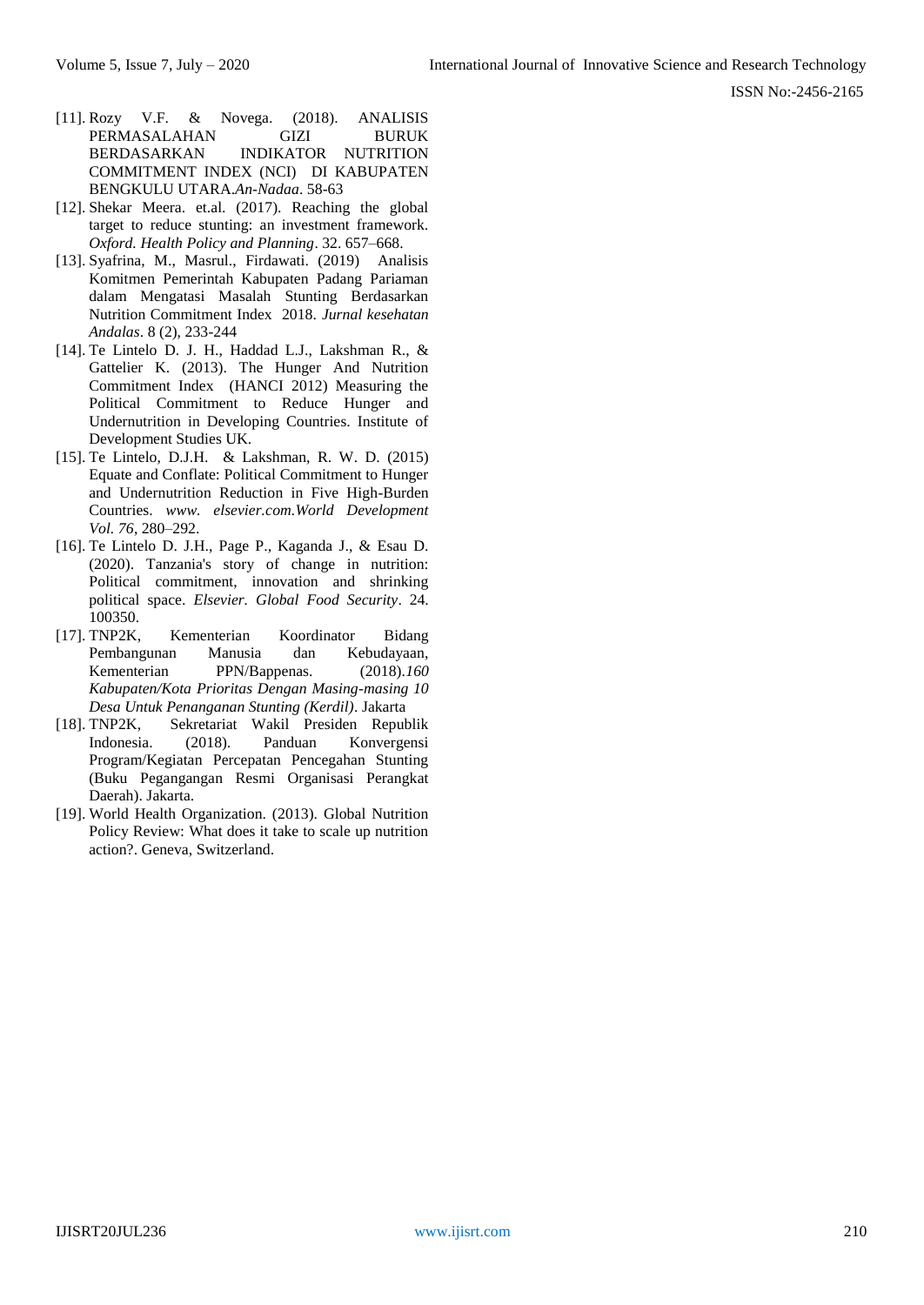[11]. Rozy V.F. & Novega. (2018). ANALISIS PERMASALAHAN GIZI BURUK BERDASARKAN INDIKATOR NUTRITION COMMITMENT INDEX (NCI) DI KABUPATEN BENGKULU UTARA.*An-Nadaa*. 58-63

[12]. Shekar Meera. et.al. (2017). Reaching the global target to reduce stunting: an investment framework. *Oxford. Health Policy and Planning*. 32. 657–668.

[13]. Syafrina, M., Masrul., Firdawati. (2019) Analisis Komitmen Pemerintah Kabupaten Padang Pariaman dalam Mengatasi Masalah Stunting Berdasarkan Nutrition Commitment Index 2018. *Jurnal kesehatan Andalas*. 8 (2), 233-244

[14]. Te Lintelo D. J. H., Haddad L.J., Lakshman R., & Gattelier K. (2013). The Hunger And Nutrition Commitment Index (HANCI 2012) Measuring the Political Commitment to Reduce Hunger and Undernutrition in Developing Countries. Institute of Development Studies UK.

[15]. Te Lintelo, D.J.H. & Lakshman, R. W. D. (2015) Equate and Conflate: Political Commitment to Hunger and Undernutrition Reduction in Five High-Burden Countries. *www. elsevier.com.World Development Vol. 76*, 280–292.

[16]. Te Lintelo D. J.H., Page P., Kaganda J., & Esau D. (2020). Tanzania's story of change in nutrition: Political commitment, innovation and shrinking political space. *Elsevier. Global Food Security*. 24. 100350.

[17]. TNP2K, Kementerian Koordinator Bidang Pembangunan Manusia dan Kebudayaan, Kementerian PPN/Bappenas. (2018).*160 Kabupaten/Kota Prioritas Dengan Masing-masing 10 Desa Untuk Penanganan Stunting (Kerdil)*. Jakarta

[18]. TNP2K, Sekretariat Wakil Presiden Republik Indonesia. (2018). Panduan Konvergensi Program/Kegiatan Percepatan Pencegahan Stunting (Buku Pegangangan Resmi Organisasi Perangkat Daerah). Jakarta.

[19]. World Health Organization. (2013). Global Nutrition Policy Review: What does it take to scale up nutrition action?. Geneva, Switzerland.